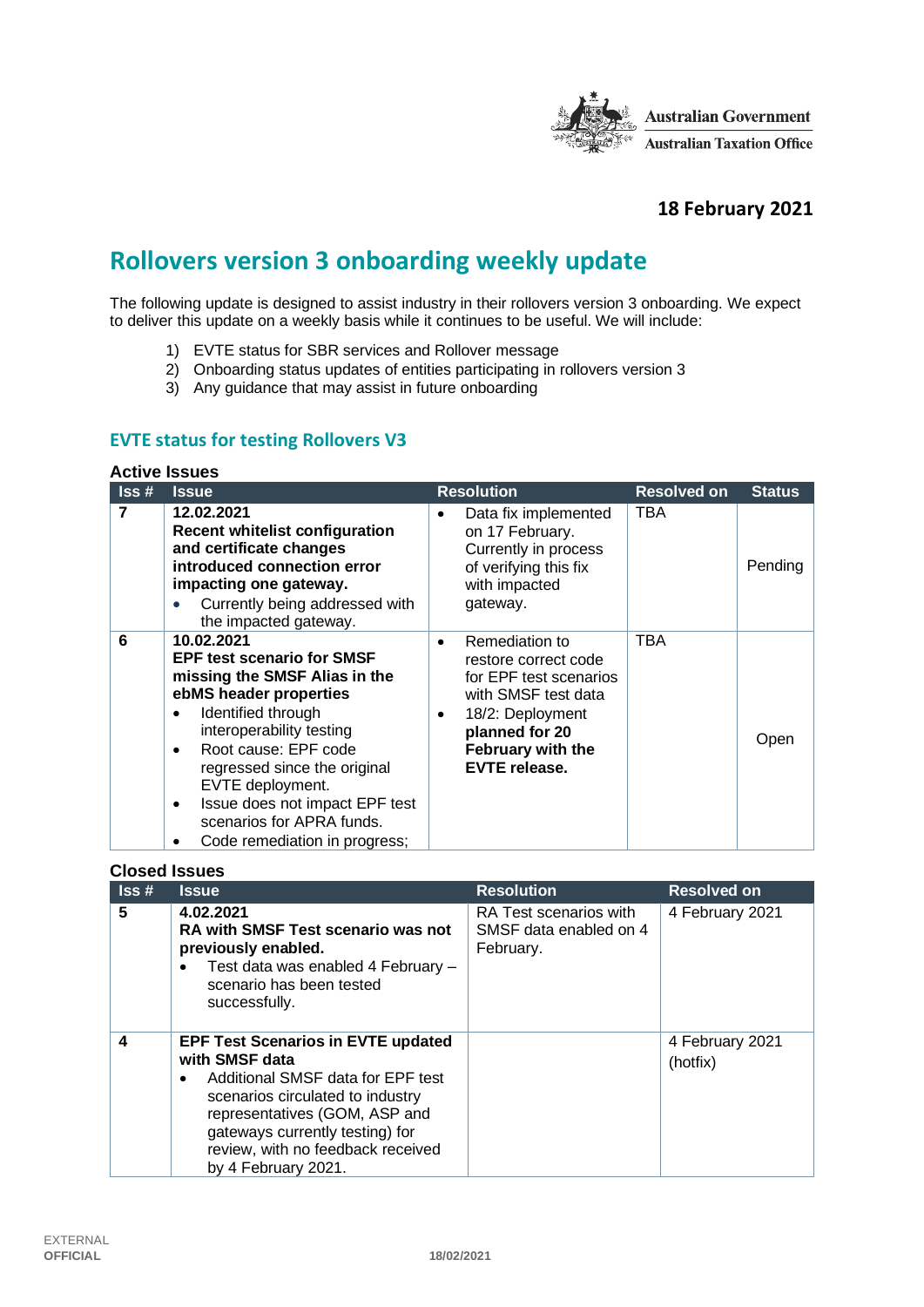Australian Government
Australian Taxation Office

**18 February 2021**

# Rollovers version 3 onboarding weekly update

The following update is designed to assist industry in their rollovers version 3 onboarding. We expect to deliver this update on a weekly basis while it continues to be useful. We will include:

1) EVTE status for SBR services and Rollover message
2) Onboarding status updates of entities participating in rollovers version 3
3) Any guidance that may assist in future onboarding

## EVTE status for testing Rollovers V3

### Active Issues

| Iss # | Issue | Resolution | Resolved on | Status |
|---|---|---|---|---|
| 7 | **12.02.2021**<br>**Recent whitelist configuration and certificate changes introduced connection error impacting one gateway.**<br>• Currently being addressed with the impacted gateway. | • Data fix implemented on 17 February. Currently in process of verifying this fix with impacted gateway. | TBA | Pending |
| 6 | **10.02.2021**<br>**EPF test scenario for SMSF missing the SMSF Alias in the ebMS header properties**<br>• Identified through interoperability testing<br>• Root cause: EPF code regressed since the original EVTE deployment.<br>• Issue does not impact EPF test scenarios for APRA funds.<br>• Code remediation in progress; | • Remediation to restore correct code for EPF test scenarios with SMSF test data<br>• 18/2: Deployment **planned for 20 February with the EVTE release.** | TBA | Open |

### Closed Issues

| Iss # | Issue | Resolution | Resolved on |
|---|---|---|---|
| 5 | **4.02.2021**<br>**RA with SMSF Test scenario was not previously enabled.**<br>• Test data was enabled 4 February – scenario has been tested successfully. | RA Test scenarios with SMSF data enabled on 4 February. | 4 February 2021 |
| 4 | **EPF Test Scenarios in EVTE updated with SMSF data**<br>• Additional SMSF data for EPF test scenarios circulated to industry representatives (GOM, ASP and gateways currently testing) for review, with no feedback received by 4 February 2021. | | 4 February 2021 (hotfix) |

EXTERNAL
**OFFICIAL**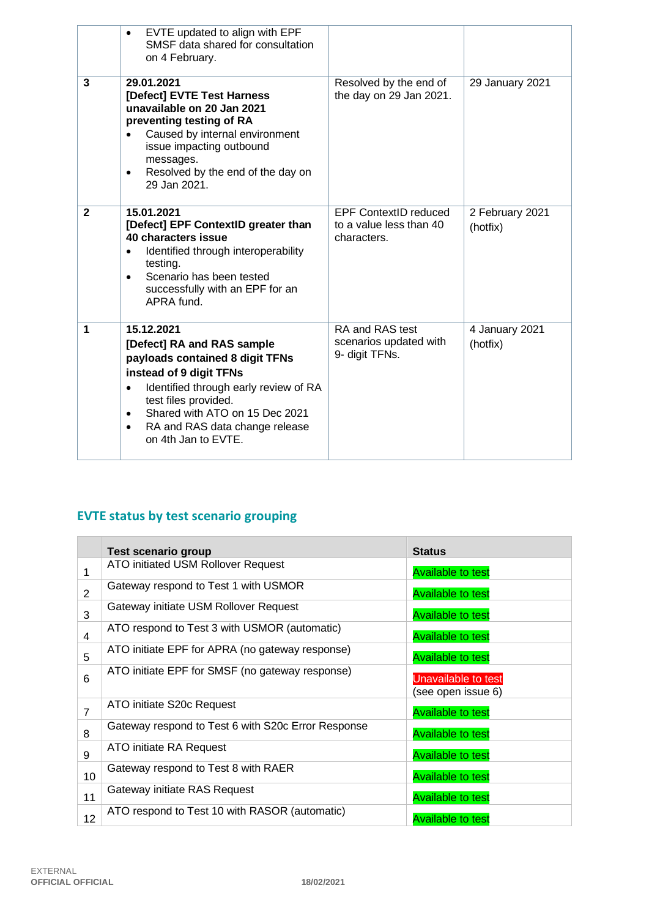| | | | |
|---|---|---|---|
| | • EVTE updated to align with EPF SMSF data shared for consultation on 4 February. | | |
| **3** | **29.01.2021**<br>**[Defect] EVTE Test Harness unavailable on 20 Jan 2021 preventing testing of RA**<br>• Caused by internal environment issue impacting outbound messages.<br>• Resolved by the end of the day on 29 Jan 2021. | Resolved by the end of the day on 29 Jan 2021. | 29 January 2021 |
| **2** | **15.01.2021**<br>**[Defect] EPF ContextID greater than 40 characters issue**<br>• Identified through interoperability testing.<br>• Scenario has been tested successfully with an EPF for an APRA fund. | EPF ContextID reduced to a value less than 40 characters. | 2 February 2021 (hotfix) |
| **1** | **15.12.2021**<br>**[Defect] RA and RAS sample payloads contained 8 digit TFNs instead of 9 digit TFNs**<br>• Identified through early review of RA test files provided.<br>• Shared with ATO on 15 Dec 2021<br>• RA and RAS data change release on 4th Jan to EVTE. | RA and RAS test scenarios updated with 9- digit TFNs. | 4 January 2021 (hotfix) |

## EVTE status by test scenario grouping

| | Test scenario group | Status |
|---|---|---|
| 1 | ATO initiated USM Rollover Request | Available to test |
| 2 | Gateway respond to Test 1 with USMOR | Available to test |
| 3 | Gateway initiate USM Rollover Request | Available to test |
| 4 | ATO respond to Test 3 with USMOR (automatic) | Available to test |
| 5 | ATO initiate EPF for APRA (no gateway response) | Available to test |
| 6 | ATO initiate EPF for SMSF (no gateway response) | Unavailable to test (see open issue 6) |
| 7 | ATO initiate S20c Request | Available to test |
| 8 | Gateway respond to Test 6 with S20c Error Response | Available to test |
| 9 | ATO initiate RA Request | Available to test |
| 10 | Gateway respond to Test 8 with RAER | Available to test |
| 11 | Gateway initiate RAS Request | Available to test |
| 12 | ATO respond to Test 10 with RASOR (automatic) | Available to test |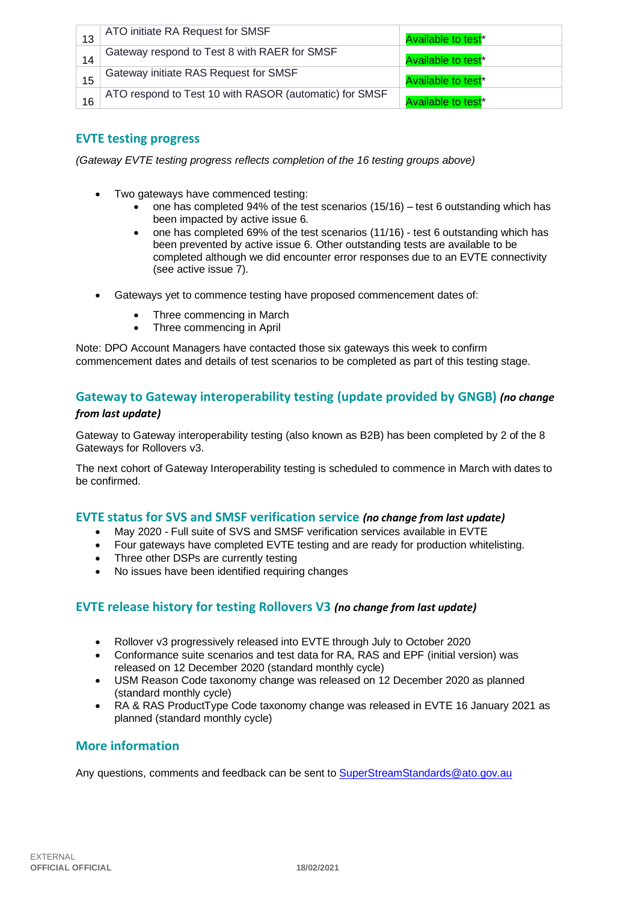| | | |
|---|---|---|
| 13 | ATO initiate RA Request for SMSF | Available to test* |
| 14 | Gateway respond to Test 8 with RAER for SMSF | Available to test* |
| 15 | Gateway initiate RAS Request for SMSF | Available to test* |
| 16 | ATO respond to Test 10 with RASOR (automatic) for SMSF | Available to test* |

## EVTE testing progress

*(Gateway EVTE testing progress reflects completion of the 16 testing groups above)*

- Two gateways have commenced testing:
  - one has completed 94% of the test scenarios (15/16) – test 6 outstanding which has been impacted by active issue 6.
  - one has completed 69% of the test scenarios (11/16) - test 6 outstanding which has been prevented by active issue 6. Other outstanding tests are available to be completed although we did encounter error responses due to an EVTE connectivity (see active issue 7).

- Gateways yet to commence testing have proposed commencement dates of:
  - Three commencing in March
  - Three commencing in April

Note: DPO Account Managers have contacted those six gateways this week to confirm commencement dates and details of test scenarios to be completed as part of this testing stage.

## Gateway to Gateway interoperability testing (update provided by GNGB) *(no change from last update)*

Gateway to Gateway interoperability testing (also known as B2B) has been completed by 2 of the 8 Gateways for Rollovers v3.

The next cohort of Gateway Interoperability testing is scheduled to commence in March with dates to be confirmed.

## EVTE status for SVS and SMSF verification service *(no change from last update)*

- May 2020 - Full suite of SVS and SMSF verification services available in EVTE
- Four gateways have completed EVTE testing and are ready for production whitelisting.
- Three other DSPs are currently testing
- No issues have been identified requiring changes

## EVTE release history for testing Rollovers V3 *(no change from last update)*

- Rollover v3 progressively released into EVTE through July to October 2020
- Conformance suite scenarios and test data for RA, RAS and EPF (initial version) was released on 12 December 2020 (standard monthly cycle)
- USM Reason Code taxonomy change was released on 12 December 2020 as planned (standard monthly cycle)
- RA & RAS ProductType Code taxonomy change was released in EVTE 16 January 2021 as planned (standard monthly cycle)

## More information

Any questions, comments and feedback can be sent to SuperStreamStandards@ato.gov.au